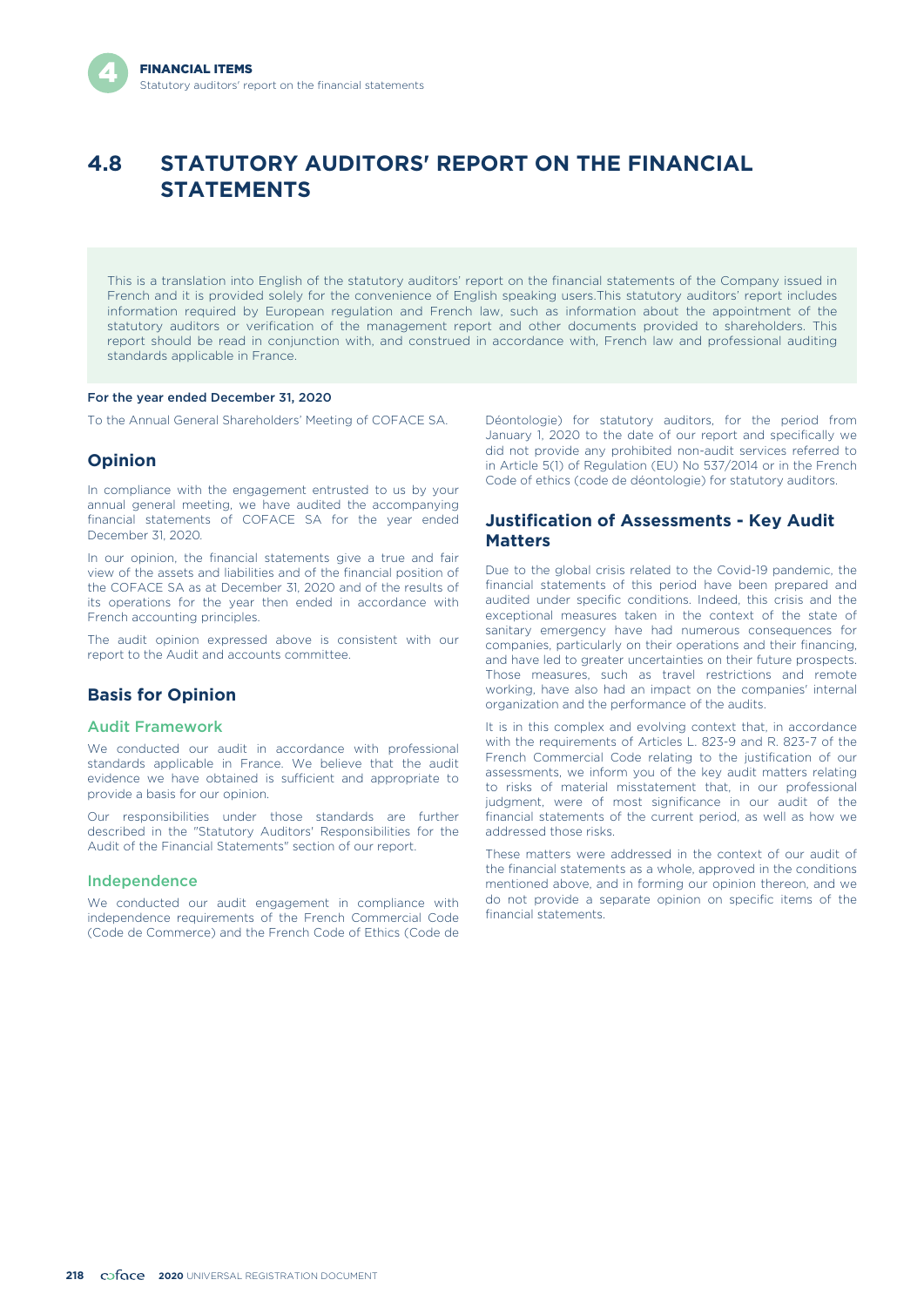# 4.8 STATUTORY AUDITORS' REPORT ON THE FINANCIAL STATEMENTS

This is a translation into English of the statutory auditors' report on the financial statements of the Company issued in French and it is provided solely for the convenience of English speaking users.This statutory auditors' report includes information required by European regulation and French law, such as information about the appointment of the statutory auditors or verification of the management report and other documents provided to shareholders. This report should be read in conjunction with, and construed in accordance with, French law and professional auditing standards applicable in France.

**For the year ended December 31, 2020**

To the Annual General Shareholders' Meeting of COFACE SA.

## Opinion

In compliance with the engagement entrusted to us by your annual general meeting, we have audited the accompanying financial statements of COFACE SA for the year ended December 31, 2020.

In our opinion, the financial statements give a true and fair view of the assets and liabilities and of the financial position of the COFACE SA as at December 31, 2020 and of the results of its operations for the year then ended in accordance with French accounting principles.

The audit opinion expressed above is consistent with our report to the Audit and accounts committee.

## Basis for Opinion

### Audit Framework

We conducted our audit in accordance with professional standards applicable in France. We believe that the audit evidence we have obtained is sufficient and appropriate to provide a basis for our opinion.

Our responsibilities under those standards are further described in the "Statutory Auditors' Responsibilities for the Audit of the Financial Statements" section of our report.

### Independence

We conducted our audit engagement in compliance with independence requirements of the French Commercial Code (Code de Commerce) and the French Code of Ethics (Code de Déontologie) for statutory auditors, for the period from January 1, 2020 to the date of our report and specifically we did not provide any prohibited non-audit services referred to in Article 5(1) of Regulation (EU) No 537/2014 or in the French Code of ethics (code de déontologie) for statutory auditors.

## Justification of Assessments - Key Audit Matters

Due to the global crisis related to the Covid-19 pandemic, the financial statements of this period have been prepared and audited under specific conditions. Indeed, this crisis and the exceptional measures taken in the context of the state of sanitary emergency have had numerous consequences for companies, particularly on their operations and their financing, and have led to greater uncertainties on their future prospects. Those measures, such as travel restrictions and remote working, have also had an impact on the companies' internal organization and the performance of the audits.

It is in this complex and evolving context that, in accordance with the requirements of Articles L. 823-9 and R. 823-7 of the French Commercial Code relating to the justification of our assessments, we inform you of the key audit matters relating to risks of material misstatement that, in our professional judgment, were of most significance in our audit of the financial statements of the current period, as well as how we addressed those risks.

These matters were addressed in the context of our audit of the financial statements as a whole, approved in the conditions mentioned above, and in forming our opinion thereon, and we do not provide a separate opinion on specific items of the financial statements.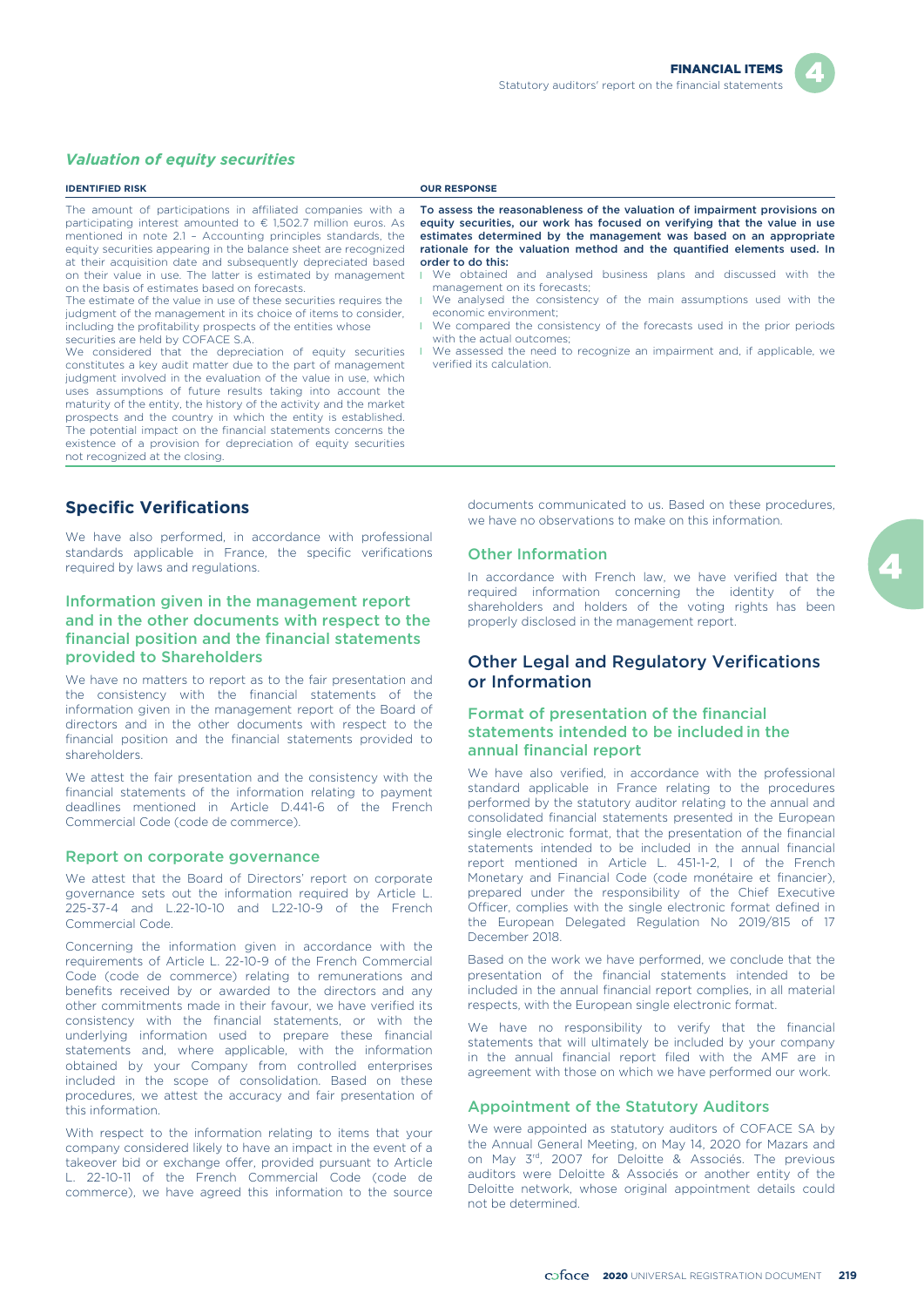### *Valuation of equity securities*

| IDENTIFIED RISK | OUR RESPONSE |
| --- | --- |
| The amount of participations in affiliated companies with a participating interest amounted to € 1,502.7 million euros. As mentioned in note 2.1 – Accounting principles standards, the equity securities appearing in the balance sheet are recognized at their acquisition date and subsequently depreciated based on their value in use. The latter is estimated by management on the basis of estimates based on forecasts.<br>The estimate of the value in use of these securities requires the judgment of the management in its choice of items to consider, including the profitability prospects of the entities whose securities are held by COFACE S.A.<br>We considered that the depreciation of equity securities constitutes a key audit matter due to the part of management judgment involved in the evaluation of the value in use, which uses assumptions of future results taking into account the maturity of the entity, the history of the activity and the market prospects and the country in which the entity is established. The potential impact on the financial statements concerns the existence of a provision for depreciation of equity securities not recognized at the closing. | **To assess the reasonableness of the valuation of impairment provisions on equity securities, our work has focused on verifying that the value in use estimates determined by the management was based on an appropriate rationale for the valuation method and the quantified elements used. In order to do this:**<br>- We obtained and analysed business plans and discussed with the management on its forecasts;<br>- We analysed the consistency of the main assumptions used with the economic environment;<br>- We compared the consistency of the forecasts used in the prior periods with the actual outcomes;<br>- We assessed the need to recognize an impairment and, if applicable, we verified its calculation. |

## Specific Verifications

We have also performed, in accordance with professional standards applicable in France, the specific verifications required by laws and regulations.

### Information given in the management report and in the other documents with respect to the financial position and the financial statements provided to Shareholders

We have no matters to report as to the fair presentation and the consistency with the financial statements of the information given in the management report of the Board of directors and in the other documents with respect to the financial position and the financial statements provided to shareholders.

We attest the fair presentation and the consistency with the financial statements of the information relating to payment deadlines mentioned in Article D.441-6 of the French Commercial Code (code de commerce).

### Report on corporate governance

We attest that the Board of Directors' report on corporate governance sets out the information required by Article L. 225-37-4 and L.22-10-10 and L22-10-9 of the French Commercial Code.

Concerning the information given in accordance with the requirements of Article L. 22-10-9 of the French Commercial Code (code de commerce) relating to remunerations and benefits received by or awarded to the directors and any other commitments made in their favour, we have verified its consistency with the financial statements, or with the underlying information used to prepare these financial statements and, where applicable, with the information obtained by your Company from controlled enterprises included in the scope of consolidation. Based on these procedures, we attest the accuracy and fair presentation of this information.

With respect to the information relating to items that your company considered likely to have an impact in the event of a takeover bid or exchange offer, provided pursuant to Article L. 22-10-11 of the French Commercial Code (code de commerce), we have agreed this information to the source documents communicated to us. Based on these procedures, we have no observations to make on this information.

### Other Information

In accordance with French law, we have verified that the required information concerning the identity of the shareholders and holders of the voting rights has been properly disclosed in the management report.

## Other Legal and Regulatory Verifications or Information

### Format of presentation of the financial statements intended to be included in the annual financial report

We have also verified, in accordance with the professional standard applicable in France relating to the procedures performed by the statutory auditor relating to the annual and consolidated financial statements presented in the European single electronic format, that the presentation of the financial statements intended to be included in the annual financial report mentioned in Article L. 451-1-2, I of the French Monetary and Financial Code (code monétaire et financier), prepared under the responsibility of the Chief Executive Officer, complies with the single electronic format defined in the European Delegated Regulation No 2019/815 of 17 December 2018.

Based on the work we have performed, we conclude that the presentation of the financial statements intended to be included in the annual financial report complies, in all material respects, with the European single electronic format.

We have no responsibility to verify that the financial statements that will ultimately be included by your company in the annual financial report filed with the AMF are in agreement with those on which we have performed our work.

### Appointment of the Statutory Auditors

We were appointed as statutory auditors of COFACE SA by the Annual General Meeting, on May 14, 2020 for Mazars and on May 3rd, 2007 for Deloitte & Associés. The previous auditors were Deloitte & Associés or another entity of the Deloitte network, whose original appointment details could not be determined.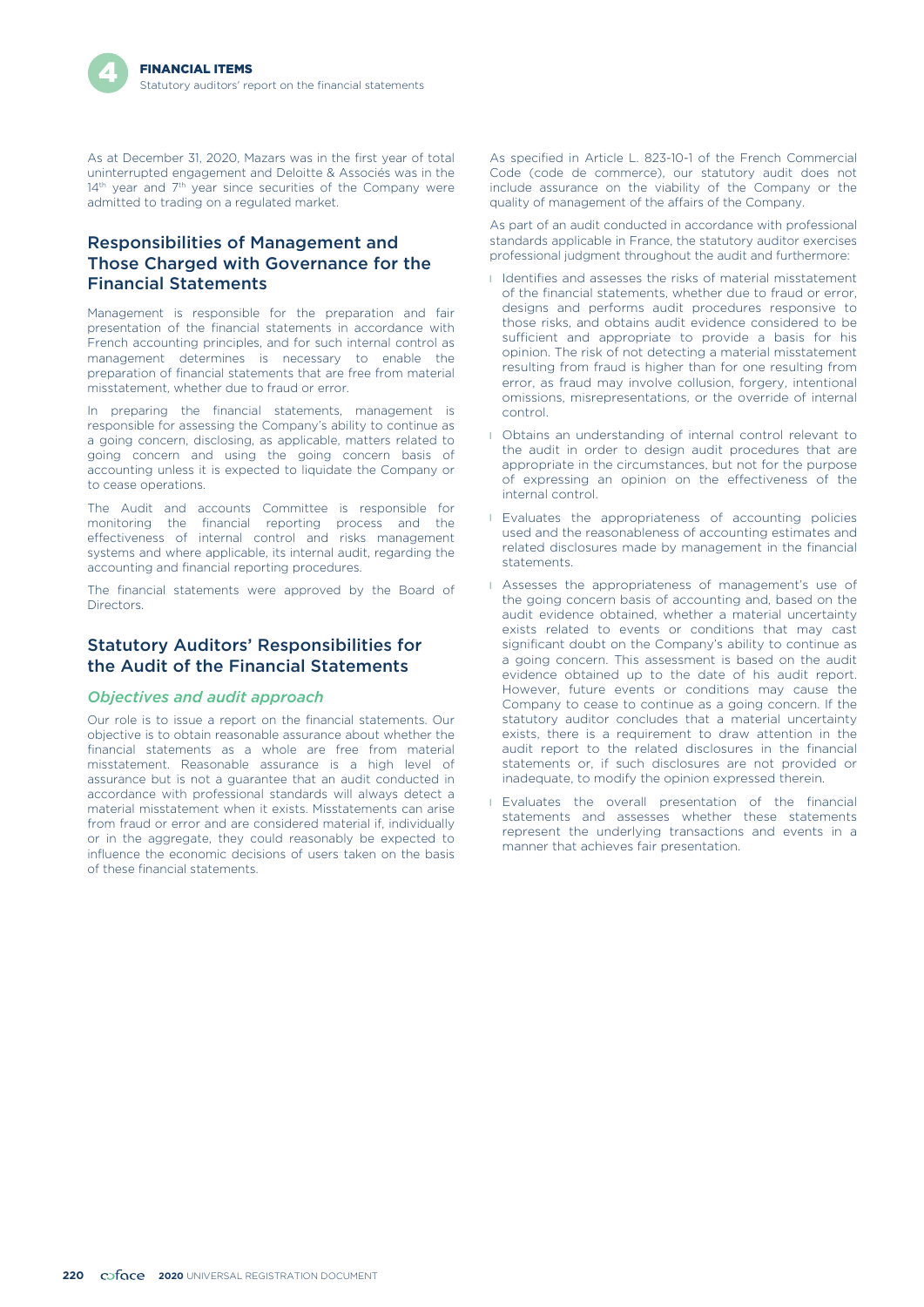As at December 31, 2020, Mazars was in the first year of total uninterrupted engagement and Deloitte & Associés was in the 14th year and 7th year since securities of the Company were admitted to trading on a regulated market.

## Responsibilities of Management and Those Charged with Governance for the Financial Statements

Management is responsible for the preparation and fair presentation of the financial statements in accordance with French accounting principles, and for such internal control as management determines is necessary to enable the preparation of financial statements that are free from material misstatement, whether due to fraud or error.

In preparing the financial statements, management is responsible for assessing the Company's ability to continue as a going concern, disclosing, as applicable, matters related to going concern and using the going concern basis of accounting unless it is expected to liquidate the Company or to cease operations.

The Audit and accounts Committee is responsible for monitoring the financial reporting process and the effectiveness of internal control and risks management systems and where applicable, its internal audit, regarding the accounting and financial reporting procedures.

The financial statements were approved by the Board of Directors.

## Statutory Auditors' Responsibilities for the Audit of the Financial Statements

### *Objectives and audit approach*

Our role is to issue a report on the financial statements. Our objective is to obtain reasonable assurance about whether the financial statements as a whole are free from material misstatement. Reasonable assurance is a high level of assurance but is not a guarantee that an audit conducted in accordance with professional standards will always detect a material misstatement when it exists. Misstatements can arise from fraud or error and are considered material if, individually or in the aggregate, they could reasonably be expected to influence the economic decisions of users taken on the basis of these financial statements.

As specified in Article L. 823-10-1 of the French Commercial Code (code de commerce), our statutory audit does not include assurance on the viability of the Company or the quality of management of the affairs of the Company.

As part of an audit conducted in accordance with professional standards applicable in France, the statutory auditor exercises professional judgment throughout the audit and furthermore:

- Identifies and assesses the risks of material misstatement of the financial statements, whether due to fraud or error, designs and performs audit procedures responsive to those risks, and obtains audit evidence considered to be sufficient and appropriate to provide a basis for his opinion. The risk of not detecting a material misstatement resulting from fraud is higher than for one resulting from error, as fraud may involve collusion, forgery, intentional omissions, misrepresentations, or the override of internal control.
- Obtains an understanding of internal control relevant to the audit in order to design audit procedures that are appropriate in the circumstances, but not for the purpose of expressing an opinion on the effectiveness of the internal control.
- Evaluates the appropriateness of accounting policies used and the reasonableness of accounting estimates and related disclosures made by management in the financial statements.
- Assesses the appropriateness of management's use of the going concern basis of accounting and, based on the audit evidence obtained, whether a material uncertainty exists related to events or conditions that may cast significant doubt on the Company's ability to continue as a going concern. This assessment is based on the audit evidence obtained up to the date of his audit report. However, future events or conditions may cause the Company to cease to continue as a going concern. If the statutory auditor concludes that a material uncertainty exists, there is a requirement to draw attention in the audit report to the related disclosures in the financial statements or, if such disclosures are not provided or inadequate, to modify the opinion expressed therein.
- Evaluates the overall presentation of the financial statements and assesses whether these statements represent the underlying transactions and events in a manner that achieves fair presentation.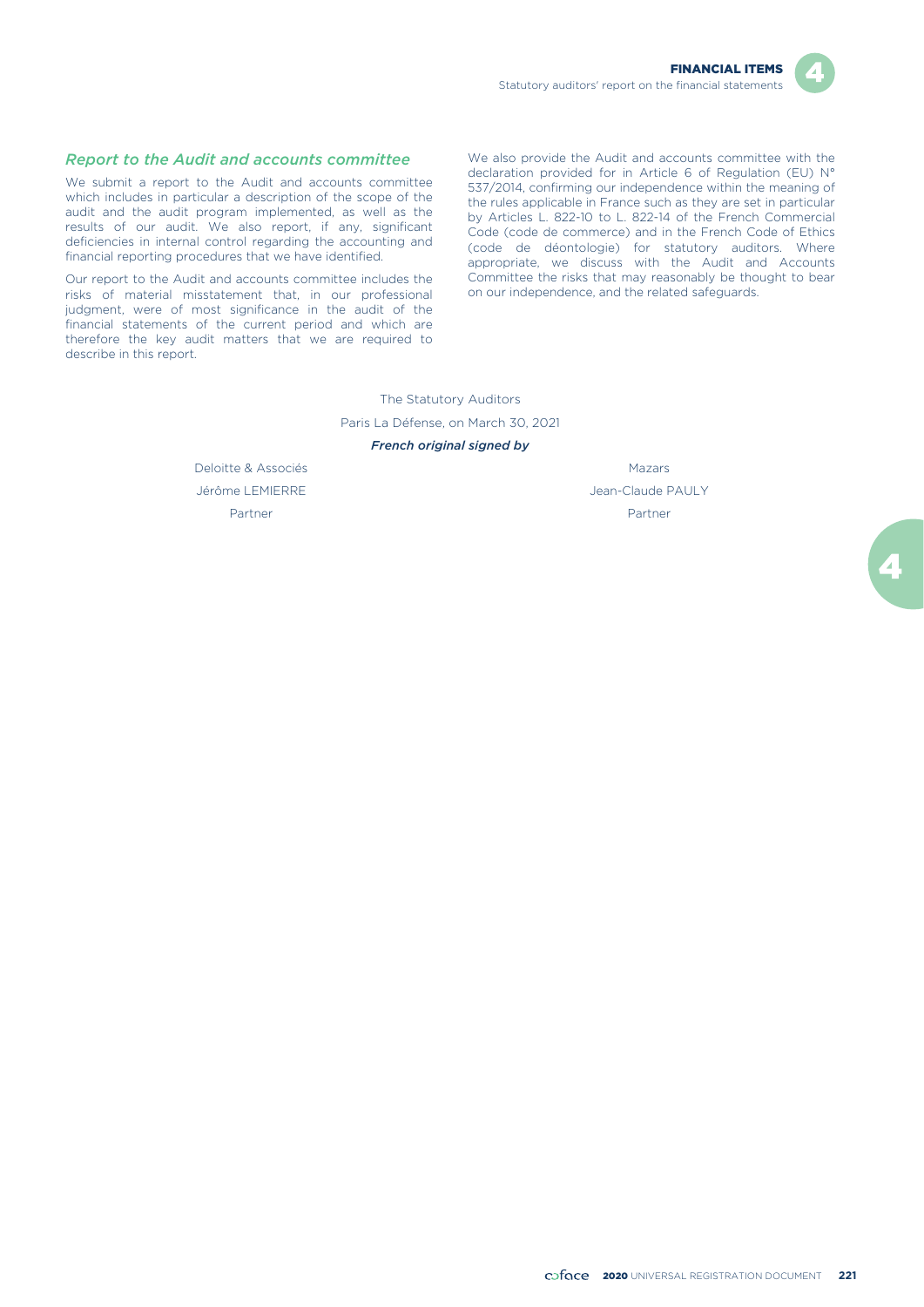### *Report to the Audit and accounts committee*

We submit a report to the Audit and accounts committee which includes in particular a description of the scope of the audit and the audit program implemented, as well as the results of our audit. We also report, if any, significant deficiencies in internal control regarding the accounting and financial reporting procedures that we have identified.

Our report to the Audit and accounts committee includes the risks of material misstatement that, in our professional judgment, were of most significance in the audit of the financial statements of the current period and which are therefore the key audit matters that we are required to describe in this report.

We also provide the Audit and accounts committee with the declaration provided for in Article 6 of Regulation (EU) N° 537/2014, confirming our independence within the meaning of the rules applicable in France such as they are set in particular by Articles L. 822-10 to L. 822-14 of the French Commercial Code (code de commerce) and in the French Code of Ethics (code de déontologie) for statutory auditors. Where appropriate, we discuss with the Audit and Accounts Committee the risks that may reasonably be thought to bear on our independence, and the related safeguards.

The Statutory Auditors

Paris La Défense, on March 30, 2021

***French original signed by***

| | |
|---|---|
| Deloitte & Associés | Mazars |
| Jérôme LEMIERRE | Jean-Claude PAULY |
| Partner | Partner |